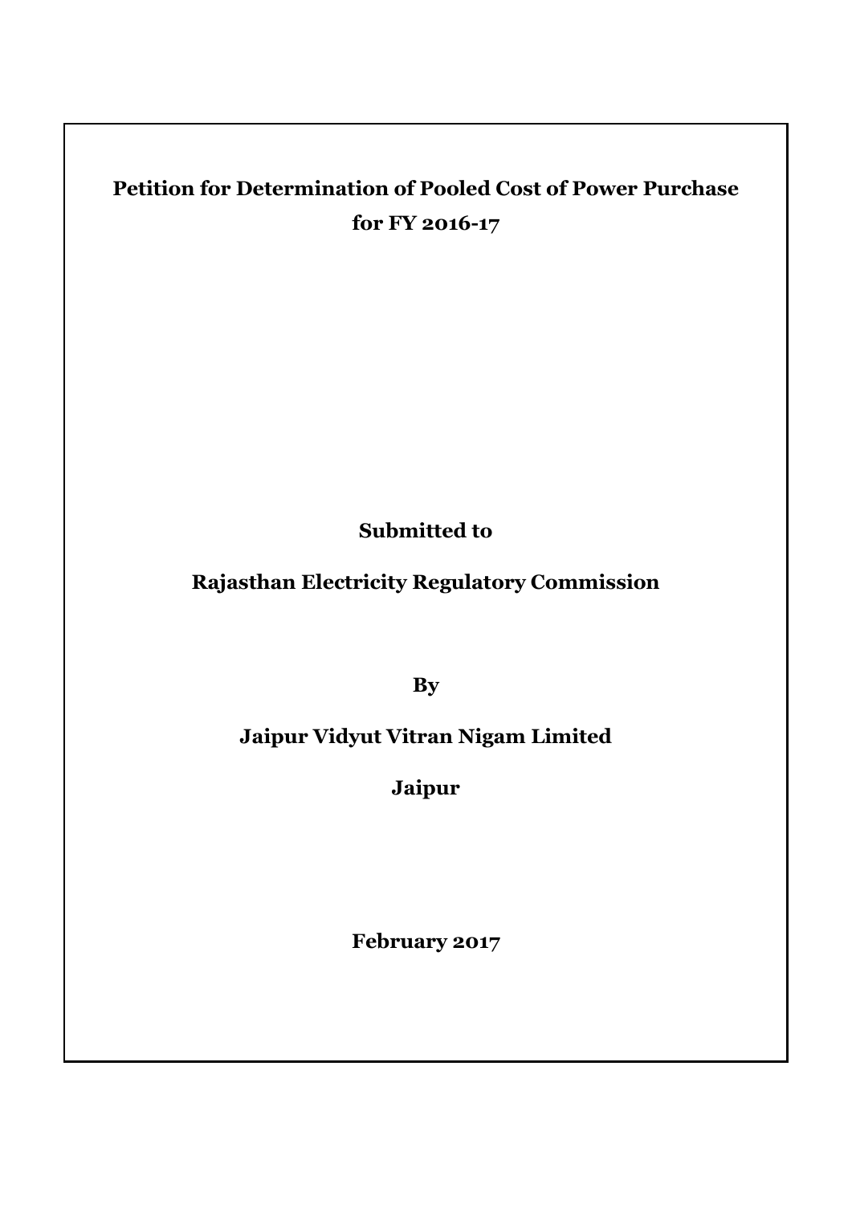# Petition for Determination of Pooled Cost of Power Purchase for FY 2016-17

**Submitted to**

**Rajasthan Electricity Regulatory Commission**

**By**

**Jaipur Vidyut Vitran Nigam Limited**

**Jaipur**

**February 2017**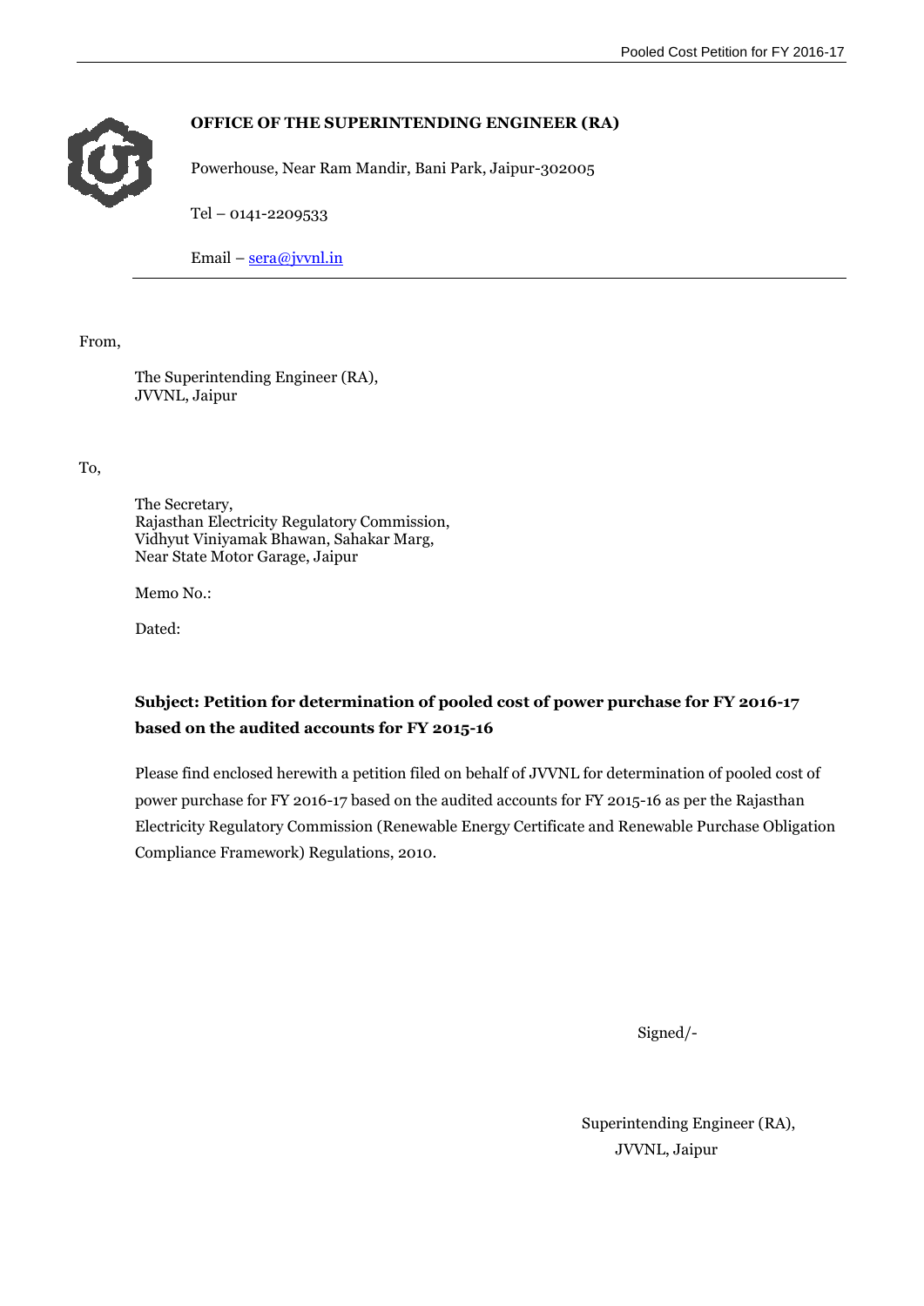**OFFICE OF THE SUPERINTENDING ENGINEER (RA)**

Powerhouse, Near Ram Mandir, Bani Park, Jaipur-302005

Tel – 0141-2209533

Email – sera@jvvnl.in

---

From,

The Superintending Engineer (RA),
JVVNL, Jaipur

To,

The Secretary,
Rajasthan Electricity Regulatory Commission,
Vidhyut Viniyamak Bhawan, Sahakar Marg,
Near State Motor Garage, Jaipur

Memo No.:

Dated:

**Subject: Petition for determination of pooled cost of power purchase for FY 2016-17 based on the audited accounts for FY 2015-16**

Please find enclosed herewith a petition filed on behalf of JVVNL for determination of pooled cost of power purchase for FY 2016-17 based on the audited accounts for FY 2015-16 as per the Rajasthan Electricity Regulatory Commission (Renewable Energy Certificate and Renewable Purchase Obligation Compliance Framework) Regulations, 2010.

Signed/-

Superintending Engineer (RA),
JVVNL, Jaipur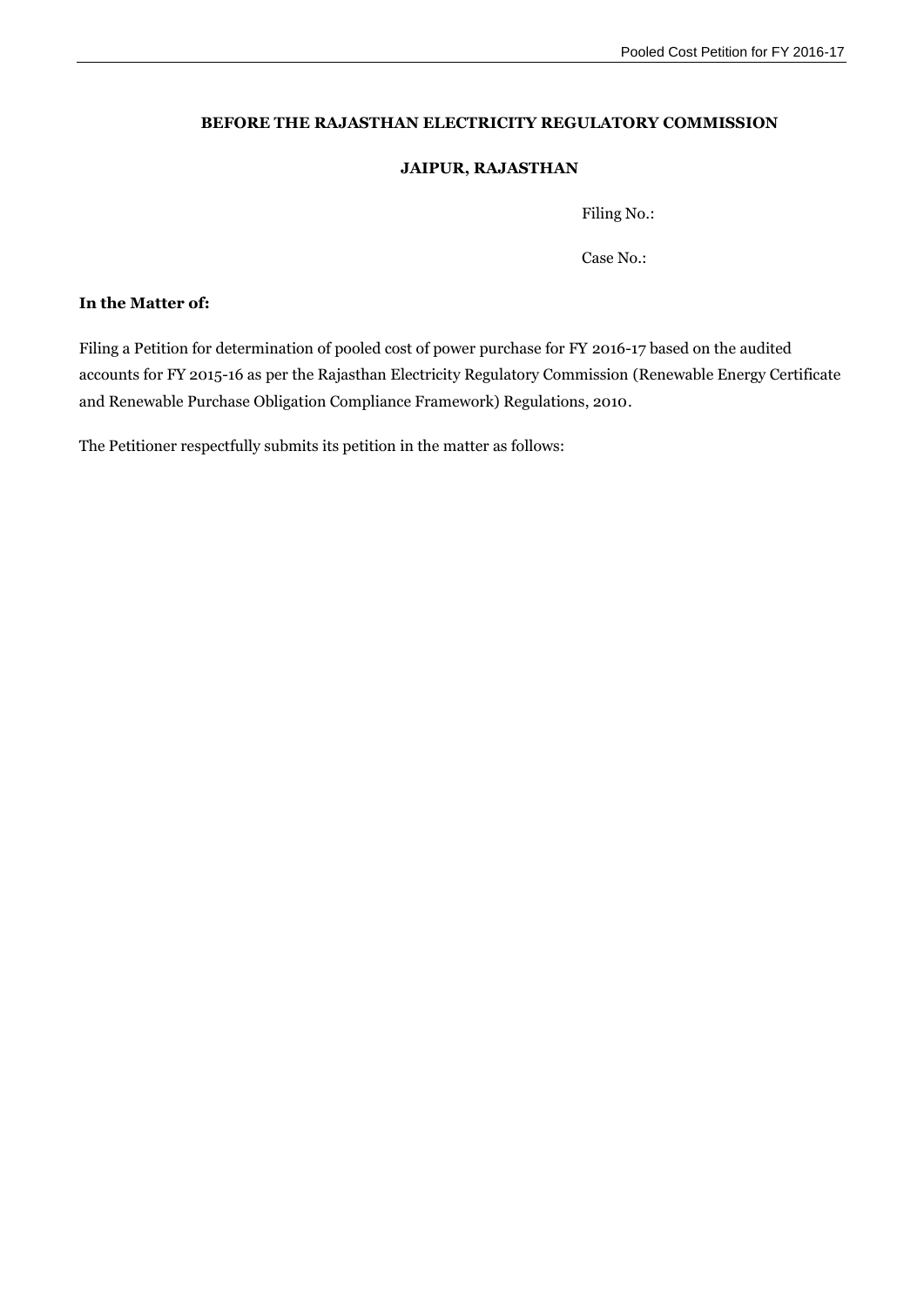**BEFORE THE RAJASTHAN ELECTRICITY REGULATORY COMMISSION**

**JAIPUR, RAJASTHAN**

Filing No.:

Case No.:

**In the Matter of:**

Filing a Petition for determination of pooled cost of power purchase for FY 2016-17 based on the audited accounts for FY 2015-16 as per the Rajasthan Electricity Regulatory Commission (Renewable Energy Certificate and Renewable Purchase Obligation Compliance Framework) Regulations, 2010.

The Petitioner respectfully submits its petition in the matter as follows: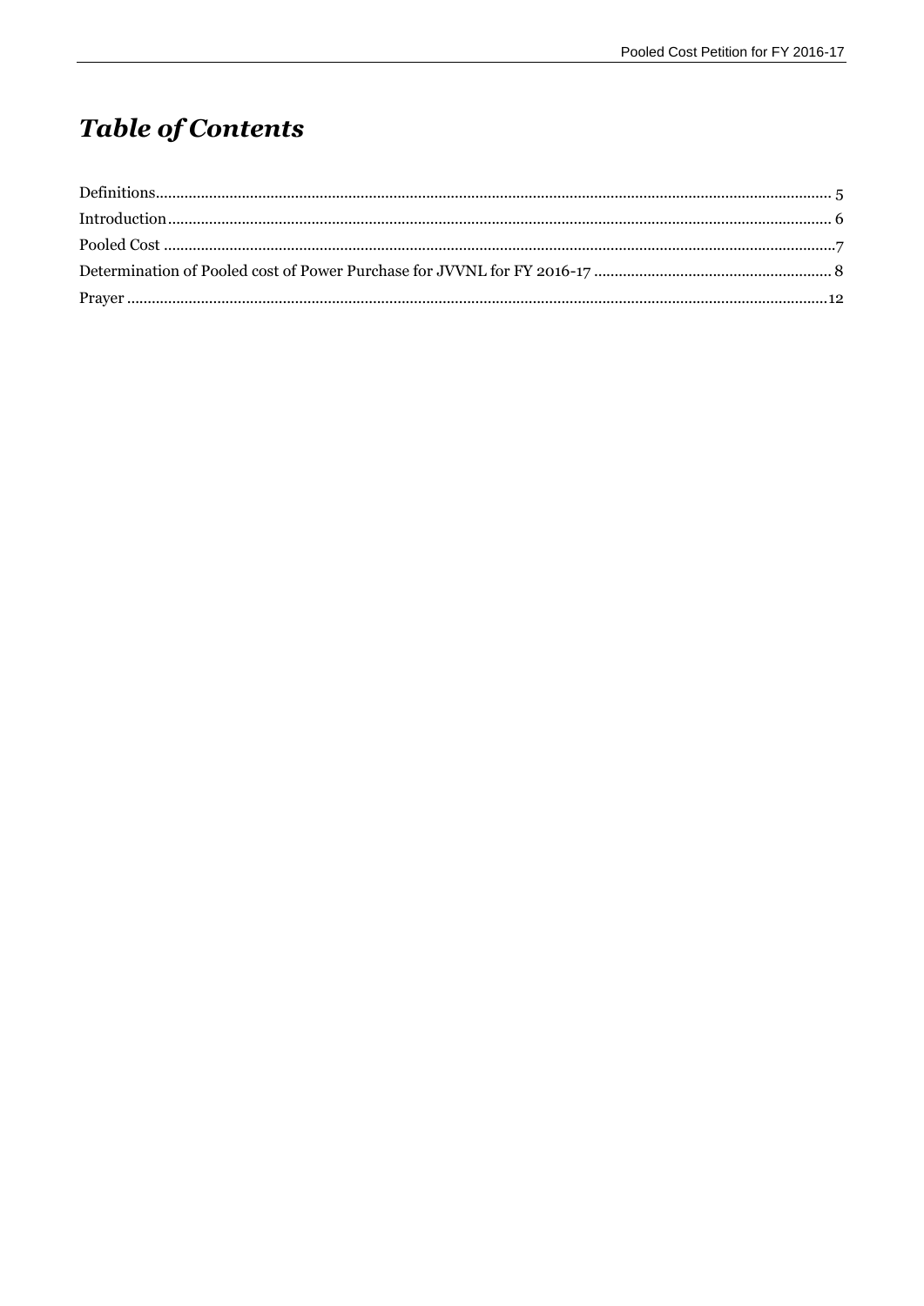# *Table of Contents*

Definitions.......................................................................................................................................................... 5

Introduction......................................................................................................................................................... 6

Pooled Cost ..........................................................................................................................................................7

Determination of Pooled cost of Power Purchase for JVVNL for FY 2016-17 ........................................................... 8

Prayer ...................................................................................................................................................................12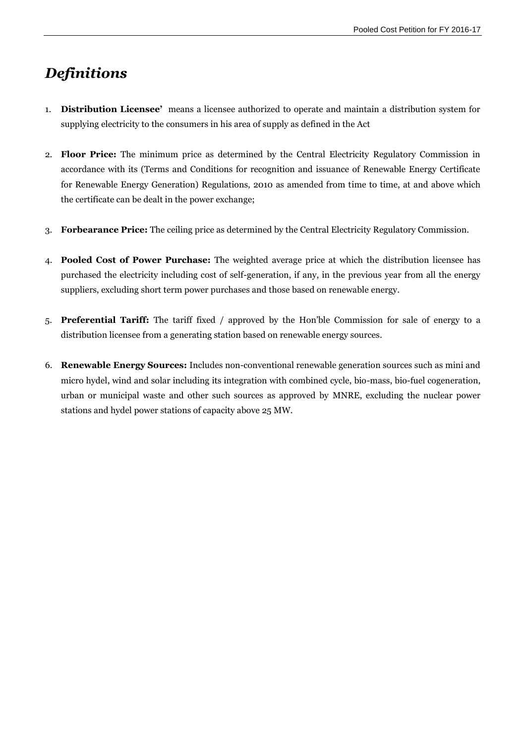# *Definitions*

1. **Distribution Licensee'** means a licensee authorized to operate and maintain a distribution system for supplying electricity to the consumers in his area of supply as defined in the Act

2. **Floor Price:** The minimum price as determined by the Central Electricity Regulatory Commission in accordance with its (Terms and Conditions for recognition and issuance of Renewable Energy Certificate for Renewable Energy Generation) Regulations, 2010 as amended from time to time, at and above which the certificate can be dealt in the power exchange;

3. **Forbearance Price:** The ceiling price as determined by the Central Electricity Regulatory Commission.

4. **Pooled Cost of Power Purchase:** The weighted average price at which the distribution licensee has purchased the electricity including cost of self-generation, if any, in the previous year from all the energy suppliers, excluding short term power purchases and those based on renewable energy.

5. **Preferential Tariff:** The tariff fixed / approved by the Hon'ble Commission for sale of energy to a distribution licensee from a generating station based on renewable energy sources.

6. **Renewable Energy Sources:** Includes non-conventional renewable generation sources such as mini and micro hydel, wind and solar including its integration with combined cycle, bio-mass, bio-fuel cogeneration, urban or municipal waste and other such sources as approved by MNRE, excluding the nuclear power stations and hydel power stations of capacity above 25 MW.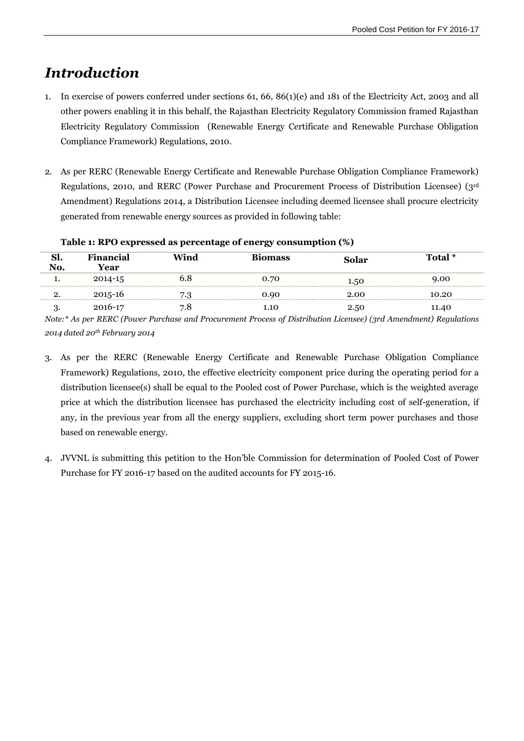# *Introduction*

1. In exercise of powers conferred under sections 61, 66, 86(1)(e) and 181 of the Electricity Act, 2003 and all other powers enabling it in this behalf, the Rajasthan Electricity Regulatory Commission framed Rajasthan Electricity Regulatory Commission (Renewable Energy Certificate and Renewable Purchase Obligation Compliance Framework) Regulations, 2010.

2. As per RERC (Renewable Energy Certificate and Renewable Purchase Obligation Compliance Framework) Regulations, 2010, and RERC (Power Purchase and Procurement Process of Distribution Licensee) (3rd Amendment) Regulations 2014, a Distribution Licensee including deemed licensee shall procure electricity generated from renewable energy sources as provided in following table:

**Table 1: RPO expressed as percentage of energy consumption (%)**

| Sl. No. | Financial Year | Wind | Biomass | Solar | Total * |
|---|---|---|---|---|---|
| 1. | 2014-15 | 6.8 | 0.70 | 1.50 | 9.00 |
| 2. | 2015-16 | 7.3 | 0.90 | 2.00 | 10.20 |
| 3. | 2016-17 | 7.8 | 1.10 | 2.50 | 11.40 |

*Note:* As per RERC (Power Purchase and Procurement Process of Distribution Licensee) (3rd Amendment) Regulations 2014 dated 20th February 2014*

3. As per the RERC (Renewable Energy Certificate and Renewable Purchase Obligation Compliance Framework) Regulations, 2010, the effective electricity component price during the operating period for a distribution licensee(s) shall be equal to the Pooled cost of Power Purchase, which is the weighted average price at which the distribution licensee has purchased the electricity including cost of self-generation, if any, in the previous year from all the energy suppliers, excluding short term power purchases and those based on renewable energy.

4. JVVNL is submitting this petition to the Hon'ble Commission for determination of Pooled Cost of Power Purchase for FY 2016-17 based on the audited accounts for FY 2015-16.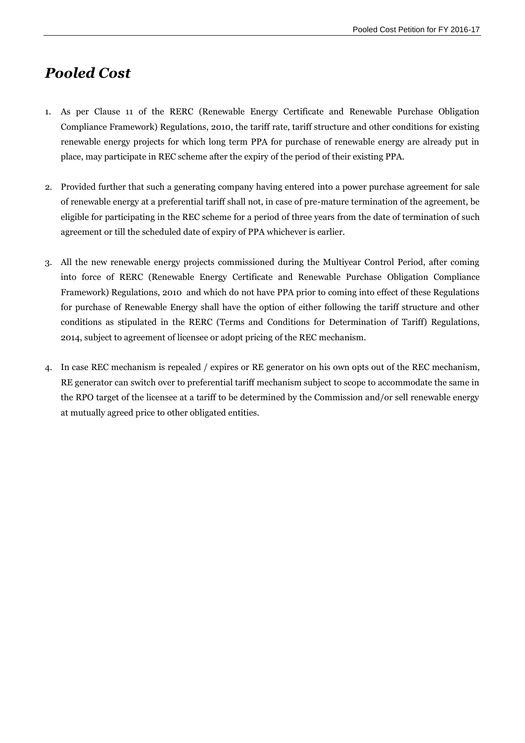# *Pooled Cost*

1. As per Clause 11 of the RERC (Renewable Energy Certificate and Renewable Purchase Obligation Compliance Framework) Regulations, 2010, the tariff rate, tariff structure and other conditions for existing renewable energy projects for which long term PPA for purchase of renewable energy are already put in place, may participate in REC scheme after the expiry of the period of their existing PPA.

2. Provided further that such a generating company having entered into a power purchase agreement for sale of renewable energy at a preferential tariff shall not, in case of pre-mature termination of the agreement, be eligible for participating in the REC scheme for a period of three years from the date of termination of such agreement or till the scheduled date of expiry of PPA whichever is earlier.

3. All the new renewable energy projects commissioned during the Multiyear Control Period, after coming into force of RERC (Renewable Energy Certificate and Renewable Purchase Obligation Compliance Framework) Regulations, 2010 and which do not have PPA prior to coming into effect of these Regulations for purchase of Renewable Energy shall have the option of either following the tariff structure and other conditions as stipulated in the RERC (Terms and Conditions for Determination of Tariff) Regulations, 2014, subject to agreement of licensee or adopt pricing of the REC mechanism.

4. In case REC mechanism is repealed / expires or RE generator on his own opts out of the REC mechanism, RE generator can switch over to preferential tariff mechanism subject to scope to accommodate the same in the RPO target of the licensee at a tariff to be determined by the Commission and/or sell renewable energy at mutually agreed price to other obligated entities.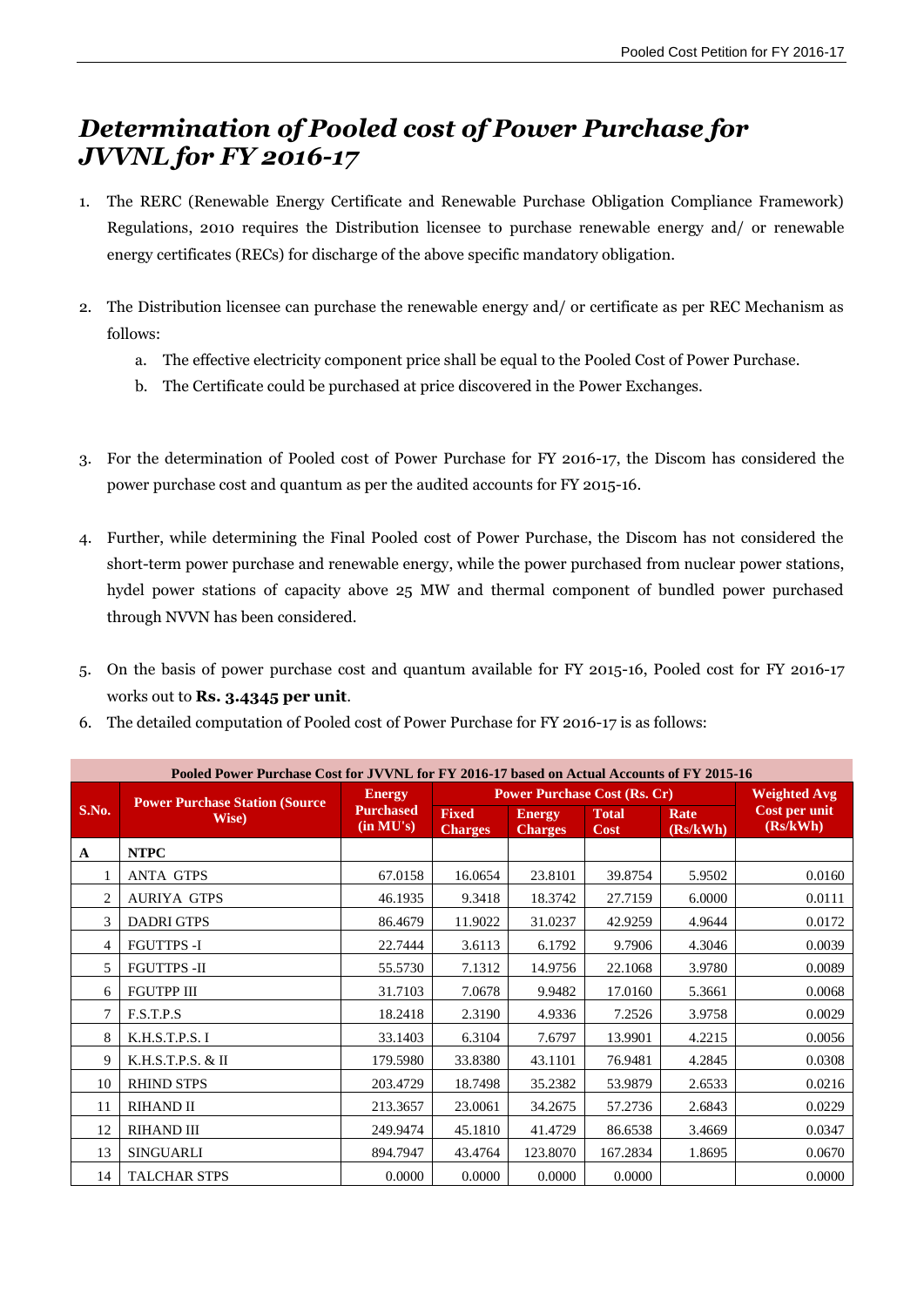# *Determination of Pooled cost of Power Purchase for JVVNL for FY 2016-17*

1. The RERC (Renewable Energy Certificate and Renewable Purchase Obligation Compliance Framework) Regulations, 2010 requires the Distribution licensee to purchase renewable energy and/ or renewable energy certificates (RECs) for discharge of the above specific mandatory obligation.

2. The Distribution licensee can purchase the renewable energy and/ or certificate as per REC Mechanism as follows:
   a. The effective electricity component price shall be equal to the Pooled Cost of Power Purchase.
   b. The Certificate could be purchased at price discovered in the Power Exchanges.

3. For the determination of Pooled cost of Power Purchase for FY 2016-17, the Discom has considered the power purchase cost and quantum as per the audited accounts for FY 2015-16.

4. Further, while determining the Final Pooled cost of Power Purchase, the Discom has not considered the short-term power purchase and renewable energy, while the power purchased from nuclear power stations, hydel power stations of capacity above 25 MW and thermal component of bundled power purchased through NVVN has been considered.

5. On the basis of power purchase cost and quantum available for FY 2015-16, Pooled cost for FY 2016-17 works out to **Rs. 3.4345 per unit**.

6. The detailed computation of Pooled cost of Power Purchase for FY 2016-17 is as follows:

**Pooled Power Purchase Cost for JVVNL for FY 2016-17 based on Actual Accounts of FY 2015-16**

| S.No. | Power Purchase Station (Source Wise) | Energy Purchased (in MU's) | Power Purchase Cost (Rs. Cr) | | | | Weighted Avg Cost per unit (Rs/kWh) |
|---|---|---|---|---|---|---|---|
| | | | Fixed Charges | Energy Charges | Total Cost | Rate (Rs/kWh) | |
| **A** | **NTPC** | | | | | | |
| 1 | ANTA GTPS | 67.0158 | 16.0654 | 23.8101 | 39.8754 | 5.9502 | 0.0160 |
| 2 | AURIYA GTPS | 46.1935 | 9.3418 | 18.3742 | 27.7159 | 6.0000 | 0.0111 |
| 3 | DADRI GTPS | 86.4679 | 11.9022 | 31.0237 | 42.9259 | 4.9644 | 0.0172 |
| 4 | FGUTTPS -I | 22.7444 | 3.6113 | 6.1792 | 9.7906 | 4.3046 | 0.0039 |
| 5 | FGUTTPS -II | 55.5730 | 7.1312 | 14.9756 | 22.1068 | 3.9780 | 0.0089 |
| 6 | FGUTPP III | 31.7103 | 7.0678 | 9.9482 | 17.0160 | 5.3661 | 0.0068 |
| 7 | F.S.T.P.S | 18.2418 | 2.3190 | 4.9336 | 7.2526 | 3.9758 | 0.0029 |
| 8 | K.H.S.T.P.S. I | 33.1403 | 6.3104 | 7.6797 | 13.9901 | 4.2215 | 0.0056 |
| 9 | K.H.S.T.P.S. & II | 179.5980 | 33.8380 | 43.1101 | 76.9481 | 4.2845 | 0.0308 |
| 10 | RHIND STPS | 203.4729 | 18.7498 | 35.2382 | 53.9879 | 2.6533 | 0.0216 |
| 11 | RIHAND II | 213.3657 | 23.0061 | 34.2675 | 57.2736 | 2.6843 | 0.0229 |
| 12 | RIHAND III | 249.9474 | 45.1810 | 41.4729 | 86.6538 | 3.4669 | 0.0347 |
| 13 | SINGUARLI | 894.7947 | 43.4764 | 123.8070 | 167.2834 | 1.8695 | 0.0670 |
| 14 | TALCHAR STPS | 0.0000 | 0.0000 | 0.0000 | 0.0000 | | 0.0000 |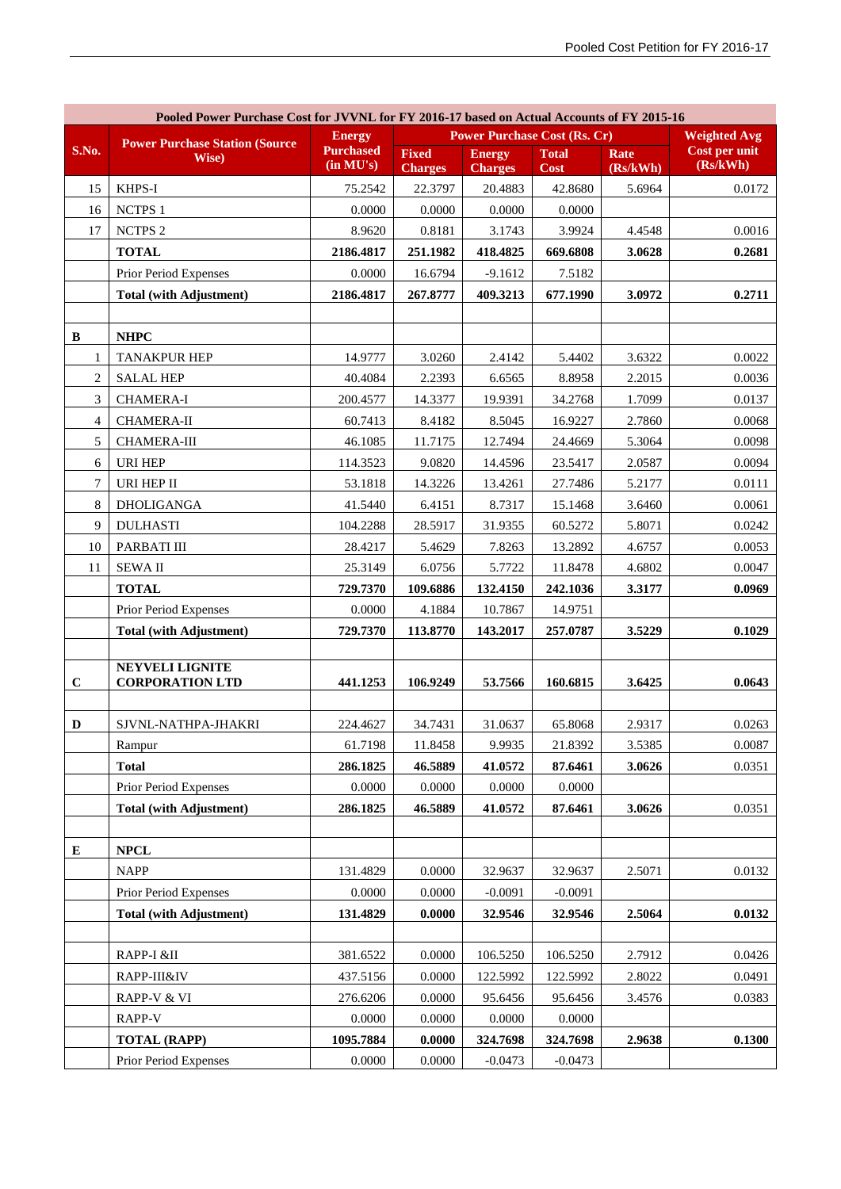| Pooled Power Purchase Cost for JVVNL for FY 2016-17 based on Actual Accounts of FY 2015-16 | | | | | | | |
|---|---|---|---|---|---|---|---|
| **S.No.** | **Power Purchase Station (Source Wise)** | **Energy Purchased (in MU's)** | **Power Purchase Cost (Rs. Cr)** | | | | **Weighted Avg Cost per unit (Rs/kWh)** |
| | | | **Fixed Charges** | **Energy Charges** | **Total Cost** | **Rate (Rs/kWh)** | |
| 15 | KHPS-I | 75.2542 | 22.3797 | 20.4883 | 42.8680 | 5.6964 | 0.0172 |
| 16 | NCTPS 1 | 0.0000 | 0.0000 | 0.0000 | 0.0000 | | |
| 17 | NCTPS 2 | 8.9620 | 0.8181 | 3.1743 | 3.9924 | 4.4548 | 0.0016 |
| | **TOTAL** | **2186.4817** | **251.1982** | **418.4825** | **669.6808** | **3.0628** | **0.2681** |
| | Prior Period Expenses | 0.0000 | 16.6794 | -9.1612 | 7.5182 | | |
| | **Total (with Adjustment)** | **2186.4817** | **267.8777** | **409.3213** | **677.1990** | **3.0972** | **0.2711** |
| | | | | | | | |
| **B** | **NHPC** | | | | | | |
| 1 | TANAKPUR HEP | 14.9777 | 3.0260 | 2.4142 | 5.4402 | 3.6322 | 0.0022 |
| 2 | SALAL HEP | 40.4084 | 2.2393 | 6.6565 | 8.8958 | 2.2015 | 0.0036 |
| 3 | CHAMERA-I | 200.4577 | 14.3377 | 19.9391 | 34.2768 | 1.7099 | 0.0137 |
| 4 | CHAMERA-II | 60.7413 | 8.4182 | 8.5045 | 16.9227 | 2.7860 | 0.0068 |
| 5 | CHAMERA-III | 46.1085 | 11.7175 | 12.7494 | 24.4669 | 5.3064 | 0.0098 |
| 6 | URI HEP | 114.3523 | 9.0820 | 14.4596 | 23.5417 | 2.0587 | 0.0094 |
| 7 | URI HEP II | 53.1818 | 14.3226 | 13.4261 | 27.7486 | 5.2177 | 0.0111 |
| 8 | DHOLIGANGA | 41.5440 | 6.4151 | 8.7317 | 15.1468 | 3.6460 | 0.0061 |
| 9 | DULHASTI | 104.2288 | 28.5917 | 31.9355 | 60.5272 | 5.8071 | 0.0242 |
| 10 | PARBATI III | 28.4217 | 5.4629 | 7.8263 | 13.2892 | 4.6757 | 0.0053 |
| 11 | SEWA II | 25.3149 | 6.0756 | 5.7722 | 11.8478 | 4.6802 | 0.0047 |
| | **TOTAL** | **729.7370** | **109.6886** | **132.4150** | **242.1036** | **3.3177** | **0.0969** |
| | Prior Period Expenses | 0.0000 | 4.1884 | 10.7867 | 14.9751 | | |
| | **Total (with Adjustment)** | **729.7370** | **113.8770** | **143.2017** | **257.0787** | **3.5229** | **0.1029** |
| | | | | | | | |
| **C** | **NEYVELI LIGNITE CORPORATION LTD** | **441.1253** | **106.9249** | **53.7566** | **160.6815** | **3.6425** | **0.0643** |
| | | | | | | | |
| **D** | SJVNL-NATHPA-JHAKRI | 224.4627 | 34.7431 | 31.0637 | 65.8068 | 2.9317 | 0.0263 |
| | Rampur | 61.7198 | 11.8458 | 9.9935 | 21.8392 | 3.5385 | 0.0087 |
| | **Total** | **286.1825** | **46.5889** | **41.0572** | **87.6461** | **3.0626** | 0.0351 |
| | Prior Period Expenses | 0.0000 | 0.0000 | 0.0000 | 0.0000 | | |
| | **Total (with Adjustment)** | **286.1825** | **46.5889** | **41.0572** | **87.6461** | **3.0626** | 0.0351 |
| | | | | | | | |
| **E** | **NPCL** | | | | | | |
| | NAPP | 131.4829 | 0.0000 | 32.9637 | 32.9637 | 2.5071 | 0.0132 |
| | Prior Period Expenses | 0.0000 | 0.0000 | -0.0091 | -0.0091 | | |
| | **Total (with Adjustment)** | **131.4829** | **0.0000** | **32.9546** | **32.9546** | **2.5064** | **0.0132** |
| | | | | | | | |
| | RAPP-I &II | 381.6522 | 0.0000 | 106.5250 | 106.5250 | 2.7912 | 0.0426 |
| | RAPP-III&IV | 437.5156 | 0.0000 | 122.5992 | 122.5992 | 2.8022 | 0.0491 |
| | RAPP-V & VI | 276.6206 | 0.0000 | 95.6456 | 95.6456 | 3.4576 | 0.0383 |
| | RAPP-V | 0.0000 | 0.0000 | 0.0000 | 0.0000 | | |
| | **TOTAL (RAPP)** | **1095.7884** | **0.0000** | **324.7698** | **324.7698** | **2.9638** | **0.1300** |
| | Prior Period Expenses | 0.0000 | 0.0000 | -0.0473 | -0.0473 | | |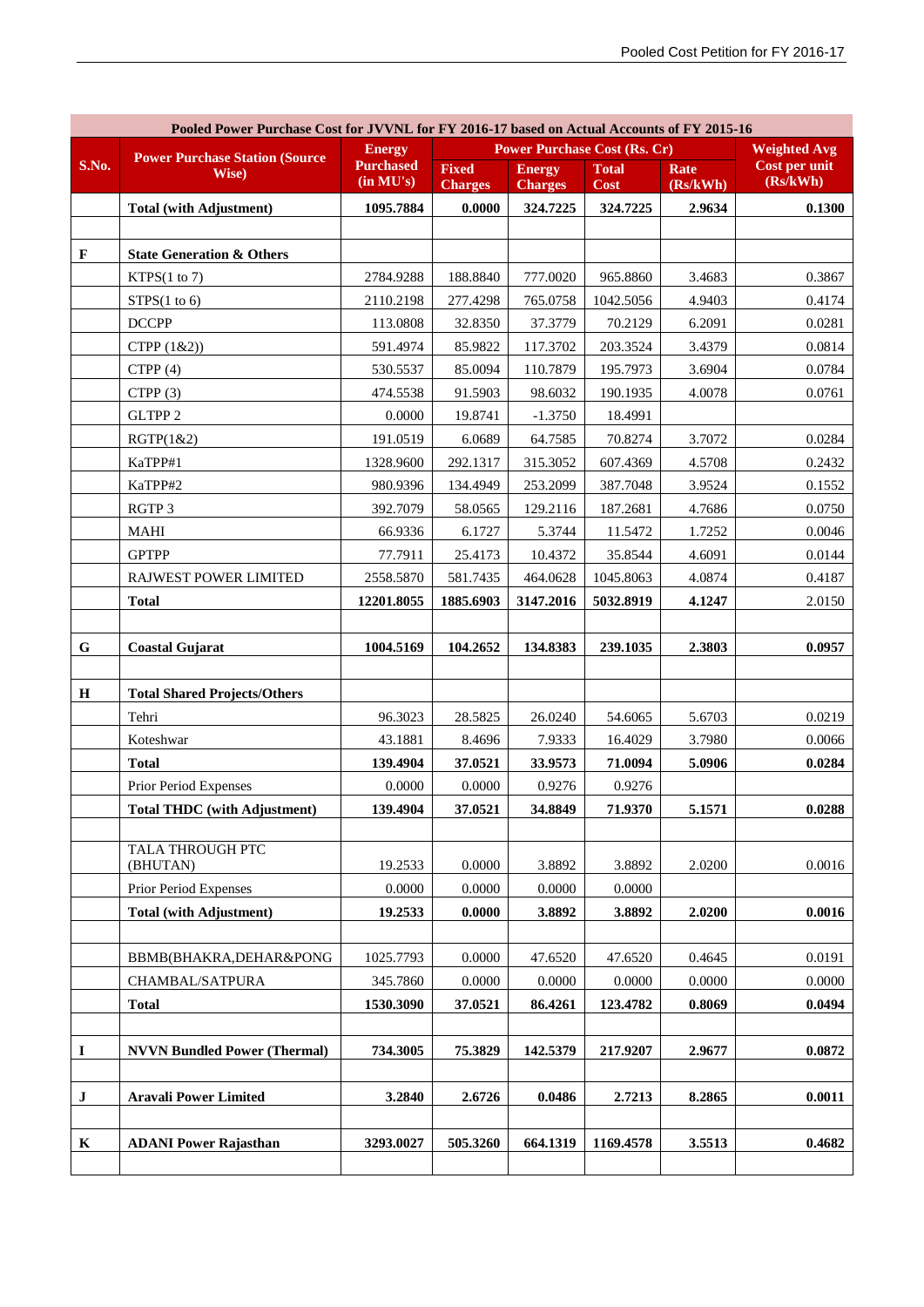| Pooled Power Purchase Cost for JVVNL for FY 2016-17 based on Actual Accounts of FY 2015-16 | | | | | | | |
|---|---|---|---|---|---|---|---|
| S.No. | Power Purchase Station (Source Wise) | Energy Purchased (in MU's) | Power Purchase Cost (Rs. Cr) | | | | Weighted Avg Cost per unit (Rs/kWh) |
| | | | Fixed Charges | Energy Charges | Total Cost | Rate (Rs/kWh) | |
| | **Total (with Adjustment)** | **1095.7884** | **0.0000** | **324.7225** | **324.7225** | **2.9634** | **0.1300** |
| | | | | | | | |
| **F** | **State Generation & Others** | | | | | | |
| | KTPS(1 to 7) | 2784.9288 | 188.8840 | 777.0020 | 965.8860 | 3.4683 | 0.3867 |
| | STPS(1 to 6) | 2110.2198 | 277.4298 | 765.0758 | 1042.5056 | 4.9403 | 0.4174 |
| | DCCPP | 113.0808 | 32.8350 | 37.3779 | 70.2129 | 6.2091 | 0.0281 |
| | CTPP (1&2)) | 591.4974 | 85.9822 | 117.3702 | 203.3524 | 3.4379 | 0.0814 |
| | CTPP (4) | 530.5537 | 85.0094 | 110.7879 | 195.7973 | 3.6904 | 0.0784 |
| | CTPP (3) | 474.5538 | 91.5903 | 98.6032 | 190.1935 | 4.0078 | 0.0761 |
| | GLTPP 2 | 0.0000 | 19.8741 | -1.3750 | 18.4991 | | |
| | RGTP(1&2) | 191.0519 | 6.0689 | 64.7585 | 70.8274 | 3.7072 | 0.0284 |
| | KaTPP#1 | 1328.9600 | 292.1317 | 315.3052 | 607.4369 | 4.5708 | 0.2432 |
| | KaTPP#2 | 980.9396 | 134.4949 | 253.2099 | 387.7048 | 3.9524 | 0.1552 |
| | RGTP 3 | 392.7079 | 58.0565 | 129.2116 | 187.2681 | 4.7686 | 0.0750 |
| | MAHI | 66.9336 | 6.1727 | 5.3744 | 11.5472 | 1.7252 | 0.0046 |
| | GPTPP | 77.7911 | 25.4173 | 10.4372 | 35.8544 | 4.6091 | 0.0144 |
| | RAJWEST POWER LIMITED | 2558.5870 | 581.7435 | 464.0628 | 1045.8063 | 4.0874 | 0.4187 |
| | **Total** | **12201.8055** | **1885.6903** | **3147.2016** | **5032.8919** | **4.1247** | 2.0150 |
| | | | | | | | |
| **G** | **Coastal Gujarat** | **1004.5169** | **104.2652** | **134.8383** | **239.1035** | **2.3803** | **0.0957** |
| | | | | | | | |
| **H** | **Total Shared Projects/Others** | | | | | | |
| | Tehri | 96.3023 | 28.5825 | 26.0240 | 54.6065 | 5.6703 | 0.0219 |
| | Koteshwar | 43.1881 | 8.4696 | 7.9333 | 16.4029 | 3.7980 | 0.0066 |
| | **Total** | **139.4904** | **37.0521** | **33.9573** | **71.0094** | **5.0906** | **0.0284** |
| | Prior Period Expenses | 0.0000 | 0.0000 | 0.9276 | 0.9276 | | |
| | **Total THDC (with Adjustment)** | **139.4904** | **37.0521** | **34.8849** | **71.9370** | **5.1571** | **0.0288** |
| | | | | | | | |
| | TALA THROUGH PTC (BHUTAN) | 19.2533 | 0.0000 | 3.8892 | 3.8892 | 2.0200 | 0.0016 |
| | Prior Period Expenses | 0.0000 | 0.0000 | 0.0000 | 0.0000 | | |
| | **Total (with Adjustment)** | **19.2533** | **0.0000** | **3.8892** | **3.8892** | **2.0200** | **0.0016** |
| | | | | | | | |
| | BBMB(BHAKRA,DEHAR&PONG | 1025.7793 | 0.0000 | 47.6520 | 47.6520 | 0.4645 | 0.0191 |
| | CHAMBAL/SATPURA | 345.7860 | 0.0000 | 0.0000 | 0.0000 | 0.0000 | 0.0000 |
| | **Total** | **1530.3090** | **37.0521** | **86.4261** | **123.4782** | **0.8069** | **0.0494** |
| | | | | | | | |
| **I** | **NVVN Bundled Power (Thermal)** | **734.3005** | **75.3829** | **142.5379** | **217.9207** | **2.9677** | **0.0872** |
| | | | | | | | |
| **J** | **Aravali Power Limited** | **3.2840** | **2.6726** | **0.0486** | **2.7213** | **8.2865** | **0.0011** |
| | | | | | | | |
| **K** | **ADANI Power Rajasthan** | **3293.0027** | **505.3260** | **664.1319** | **1169.4578** | **3.5513** | **0.4682** |
| | | | | | | | |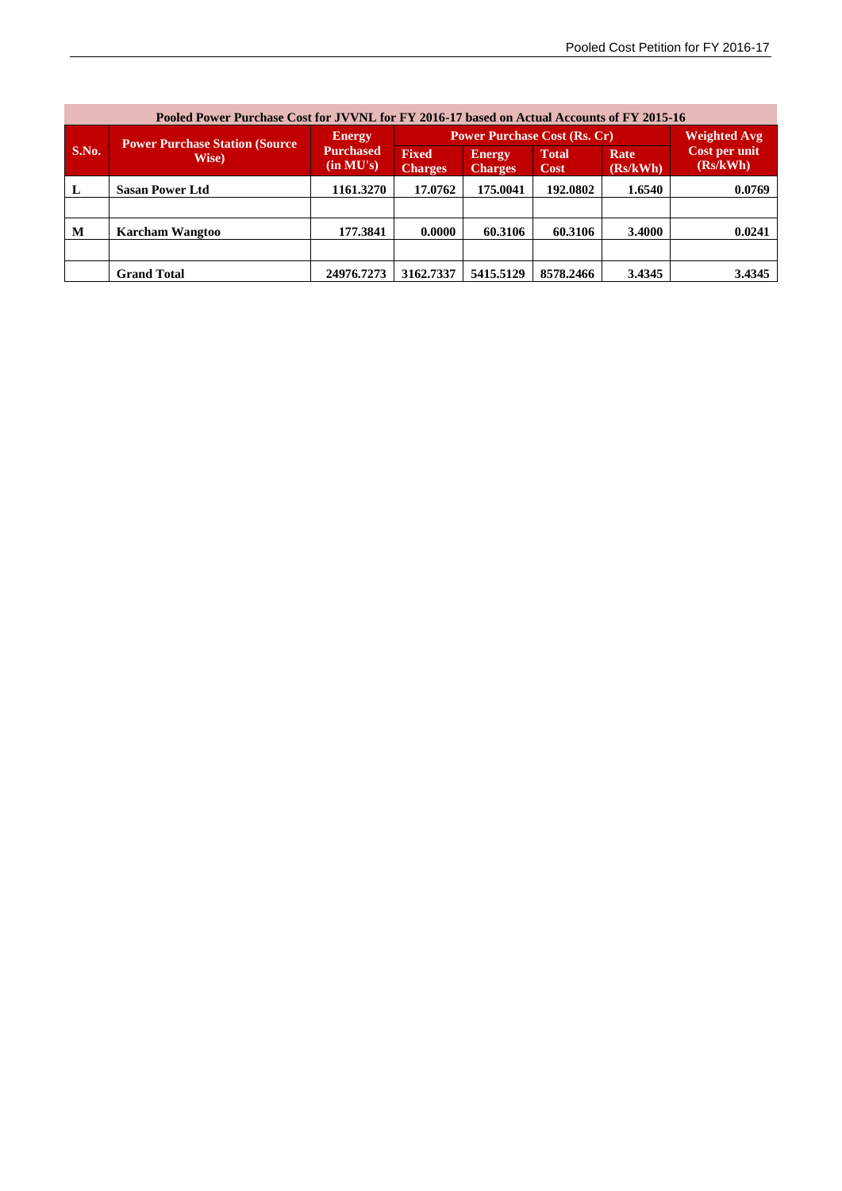| Pooled Power Purchase Cost for JVVNL for FY 2016-17 based on Actual Accounts of FY 2015-16 | | | | | | | |
|---|---|---|---|---|---|---|---|
| S.No. | Power Purchase Station (Source Wise) | Energy Purchased (in MU's) | Power Purchase Cost (Rs. Cr) | | | | Weighted Avg Cost per unit (Rs/kWh) |
| | | | Fixed Charges | Energy Charges | Total Cost | Rate (Rs/kWh) | |
| L | Sasan Power Ltd | 1161.3270 | 17.0762 | 175.0041 | 192.0802 | 1.6540 | 0.0769 |
| | | | | | | | |
| M | Karcham Wangtoo | 177.3841 | 0.0000 | 60.3106 | 60.3106 | 3.4000 | 0.0241 |
| | | | | | | | |
| | Grand Total | 24976.7273 | 3162.7337 | 5415.5129 | 8578.2466 | 3.4345 | 3.4345 |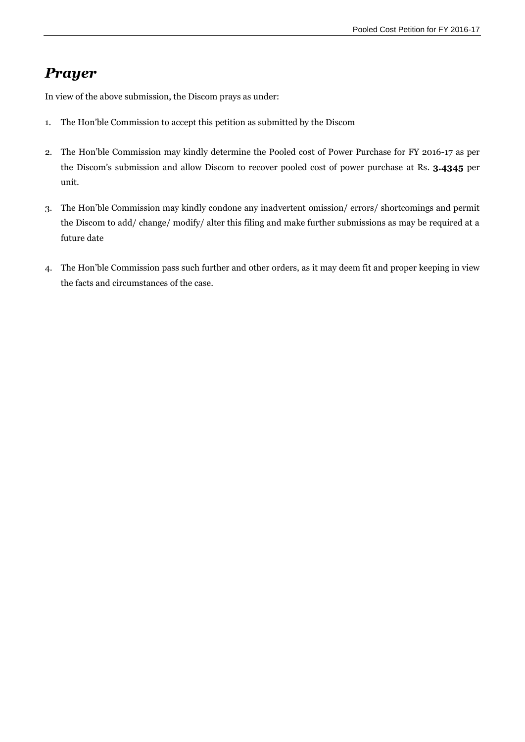## ***Prayer***

In view of the above submission, the Discom prays as under:

1. The Hon'ble Commission to accept this petition as submitted by the Discom

2. The Hon'ble Commission may kindly determine the Pooled cost of Power Purchase for FY 2016-17 as per the Discom's submission and allow Discom to recover pooled cost of power purchase at Rs. **3.4345** per unit.

3. The Hon'ble Commission may kindly condone any inadvertent omission/ errors/ shortcomings and permit the Discom to add/ change/ modify/ alter this filing and make further submissions as may be required at a future date

4. The Hon'ble Commission pass such further and other orders, as it may deem fit and proper keeping in view the facts and circumstances of the case.